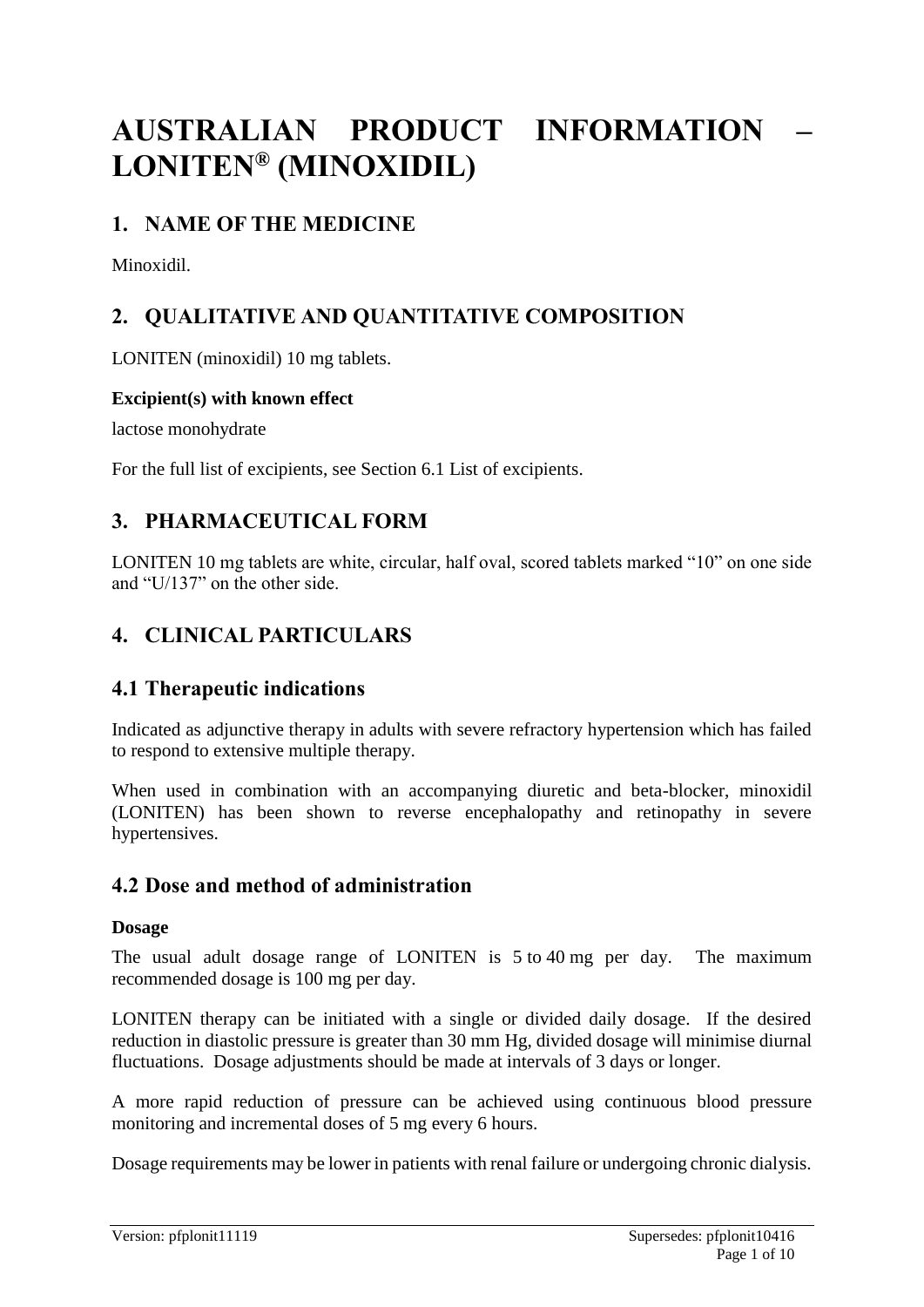# AUSTRALIAN PRODUCT INFORMATION – LONITEN® (MINOXIDIL)

## 1. NAME OF THE MEDICINE

Minoxidil.

## 2. QUALITATIVE AND QUANTITATIVE COMPOSITION

LONITEN (minoxidil) 10 mg tablets.

**Excipient(s) with known effect**

lactose monohydrate

For the full list of excipients, see Section 6.1 List of excipients.

## 3. PHARMACEUTICAL FORM

LONITEN 10 mg tablets are white, circular, half oval, scored tablets marked "10" on one side and "U/137" on the other side.

## 4. CLINICAL PARTICULARS

### 4.1 Therapeutic indications

Indicated as adjunctive therapy in adults with severe refractory hypertension which has failed to respond to extensive multiple therapy.

When used in combination with an accompanying diuretic and beta-blocker, minoxidil (LONITEN) has been shown to reverse encephalopathy and retinopathy in severe hypertensives.

### 4.2 Dose and method of administration

**Dosage**

The usual adult dosage range of LONITEN is 5 to 40 mg per day. The maximum recommended dosage is 100 mg per day.

LONITEN therapy can be initiated with a single or divided daily dosage. If the desired reduction in diastolic pressure is greater than 30 mm Hg, divided dosage will minimise diurnal fluctuations. Dosage adjustments should be made at intervals of 3 days or longer.

A more rapid reduction of pressure can be achieved using continuous blood pressure monitoring and incremental doses of 5 mg every 6 hours.

Dosage requirements may be lower in patients with renal failure or undergoing chronic dialysis.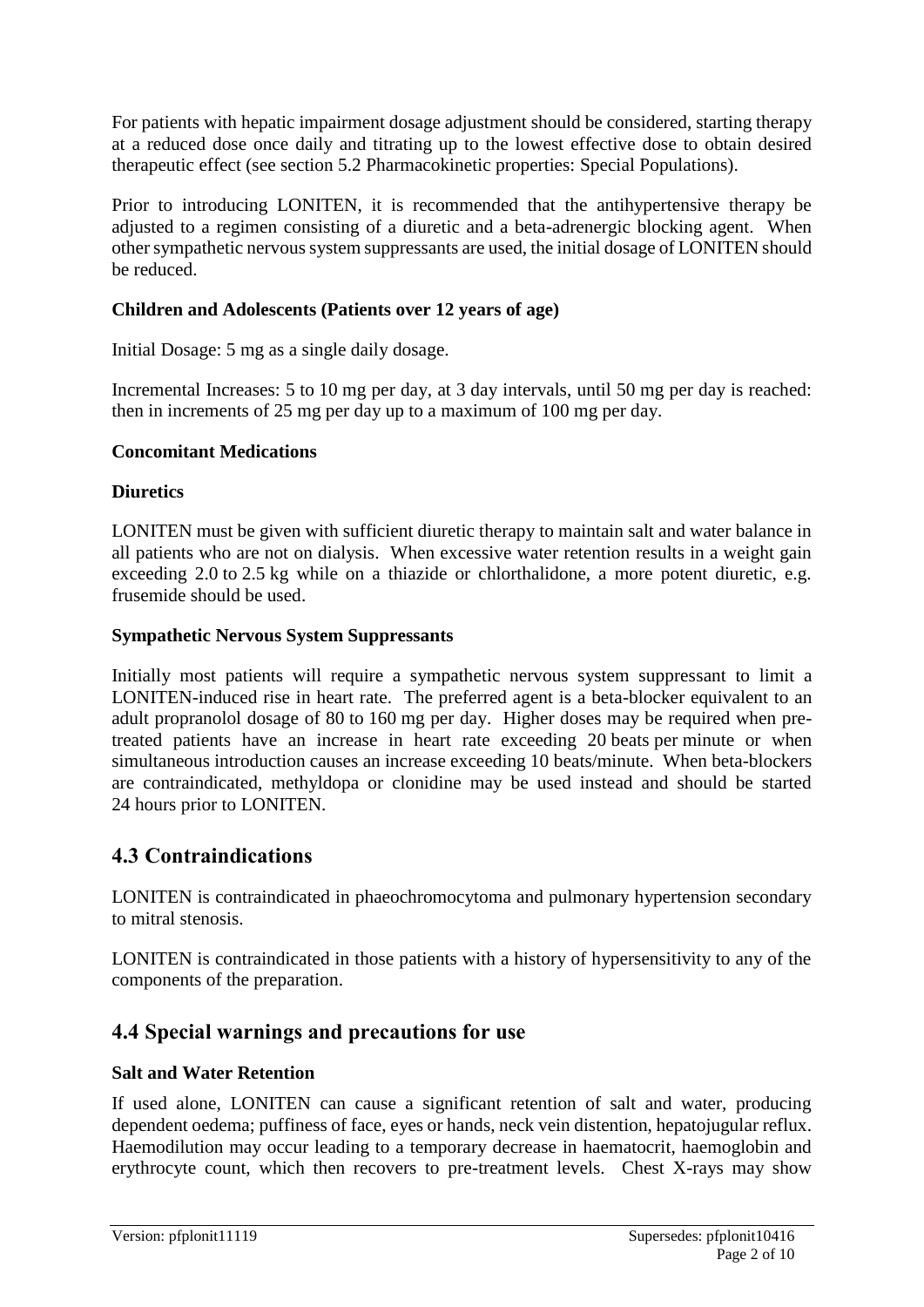For patients with hepatic impairment dosage adjustment should be considered, starting therapy at a reduced dose once daily and titrating up to the lowest effective dose to obtain desired therapeutic effect (see section 5.2 Pharmacokinetic properties: Special Populations).

Prior to introducing LONITEN, it is recommended that the antihypertensive therapy be adjusted to a regimen consisting of a diuretic and a beta-adrenergic blocking agent. When other sympathetic nervous system suppressants are used, the initial dosage of LONITEN should be reduced.

**Children and Adolescents (Patients over 12 years of age)**

Initial Dosage: 5 mg as a single daily dosage.

Incremental Increases: 5 to 10 mg per day, at 3 day intervals, until 50 mg per day is reached: then in increments of 25 mg per day up to a maximum of 100 mg per day.

**Concomitant Medications**

**Diuretics**

LONITEN must be given with sufficient diuretic therapy to maintain salt and water balance in all patients who are not on dialysis. When excessive water retention results in a weight gain exceeding 2.0 to 2.5 kg while on a thiazide or chlorthalidone, a more potent diuretic, e.g. frusemide should be used.

**Sympathetic Nervous System Suppressants**

Initially most patients will require a sympathetic nervous system suppressant to limit a LONITEN-induced rise in heart rate. The preferred agent is a beta-blocker equivalent to an adult propranolol dosage of 80 to 160 mg per day. Higher doses may be required when pre-treated patients have an increase in heart rate exceeding 20 beats per minute or when simultaneous introduction causes an increase exceeding 10 beats/minute. When beta-blockers are contraindicated, methyldopa or clonidine may be used instead and should be started 24 hours prior to LONITEN.

## 4.3 Contraindications

LONITEN is contraindicated in phaeochromocytoma and pulmonary hypertension secondary to mitral stenosis.

LONITEN is contraindicated in those patients with a history of hypersensitivity to any of the components of the preparation.

## 4.4 Special warnings and precautions for use

**Salt and Water Retention**

If used alone, LONITEN can cause a significant retention of salt and water, producing dependent oedema; puffiness of face, eyes or hands, neck vein distention, hepatojugular reflux. Haemodilution may occur leading to a temporary decrease in haematocrit, haemoglobin and erythrocyte count, which then recovers to pre-treatment levels. Chest X-rays may show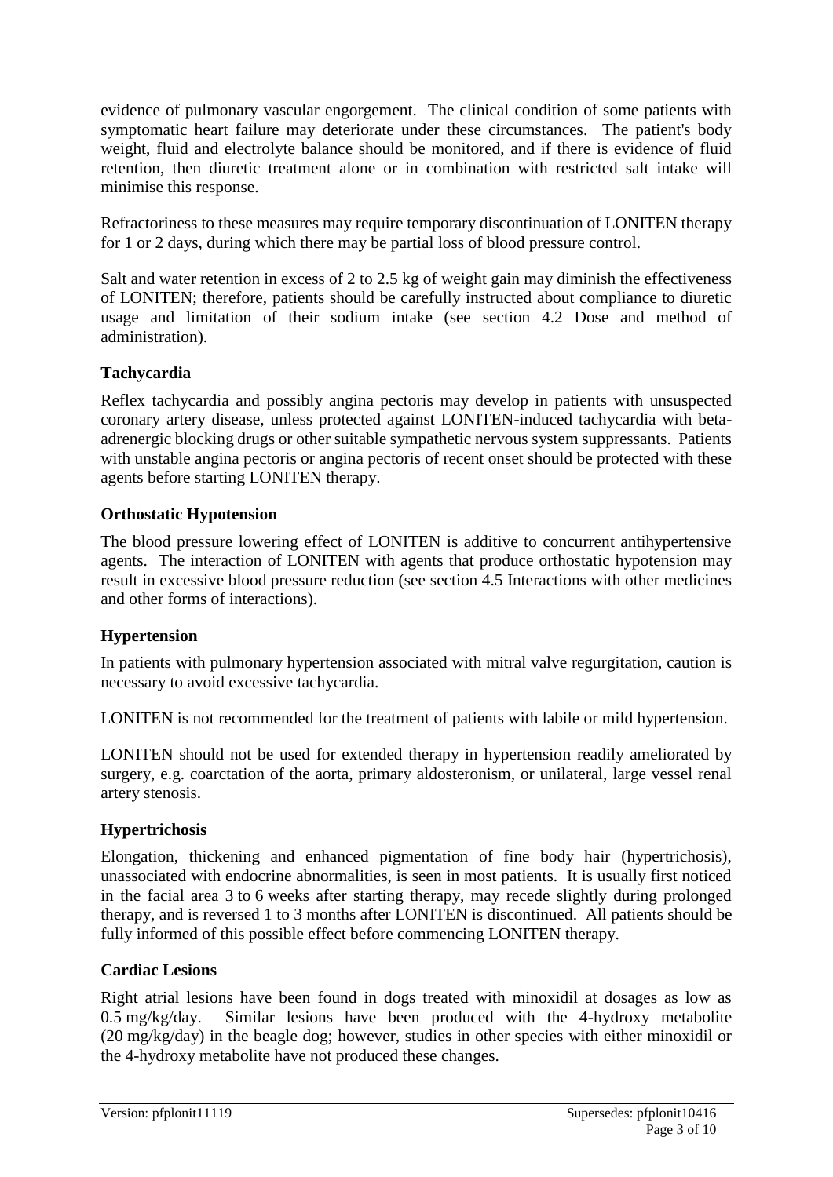evidence of pulmonary vascular engorgement. The clinical condition of some patients with symptomatic heart failure may deteriorate under these circumstances. The patient's body weight, fluid and electrolyte balance should be monitored, and if there is evidence of fluid retention, then diuretic treatment alone or in combination with restricted salt intake will minimise this response.

Refractoriness to these measures may require temporary discontinuation of LONITEN therapy for 1 or 2 days, during which there may be partial loss of blood pressure control.

Salt and water retention in excess of 2 to 2.5 kg of weight gain may diminish the effectiveness of LONITEN; therefore, patients should be carefully instructed about compliance to diuretic usage and limitation of their sodium intake (see section 4.2 Dose and method of administration).

**Tachycardia**

Reflex tachycardia and possibly angina pectoris may develop in patients with unsuspected coronary artery disease, unless protected against LONITEN-induced tachycardia with beta-adrenergic blocking drugs or other suitable sympathetic nervous system suppressants. Patients with unstable angina pectoris or angina pectoris of recent onset should be protected with these agents before starting LONITEN therapy.

**Orthostatic Hypotension**

The blood pressure lowering effect of LONITEN is additive to concurrent antihypertensive agents. The interaction of LONITEN with agents that produce orthostatic hypotension may result in excessive blood pressure reduction (see section 4.5 Interactions with other medicines and other forms of interactions).

**Hypertension**

In patients with pulmonary hypertension associated with mitral valve regurgitation, caution is necessary to avoid excessive tachycardia.

LONITEN is not recommended for the treatment of patients with labile or mild hypertension.

LONITEN should not be used for extended therapy in hypertension readily ameliorated by surgery, e.g. coarctation of the aorta, primary aldosteronism, or unilateral, large vessel renal artery stenosis.

**Hypertrichosis**

Elongation, thickening and enhanced pigmentation of fine body hair (hypertrichosis), unassociated with endocrine abnormalities, is seen in most patients. It is usually first noticed in the facial area 3 to 6 weeks after starting therapy, may recede slightly during prolonged therapy, and is reversed 1 to 3 months after LONITEN is discontinued. All patients should be fully informed of this possible effect before commencing LONITEN therapy.

**Cardiac Lesions**

Right atrial lesions have been found in dogs treated with minoxidil at dosages as low as 0.5 mg/kg/day. Similar lesions have been produced with the 4-hydroxy metabolite (20 mg/kg/day) in the beagle dog; however, studies in other species with either minoxidil or the 4-hydroxy metabolite have not produced these changes.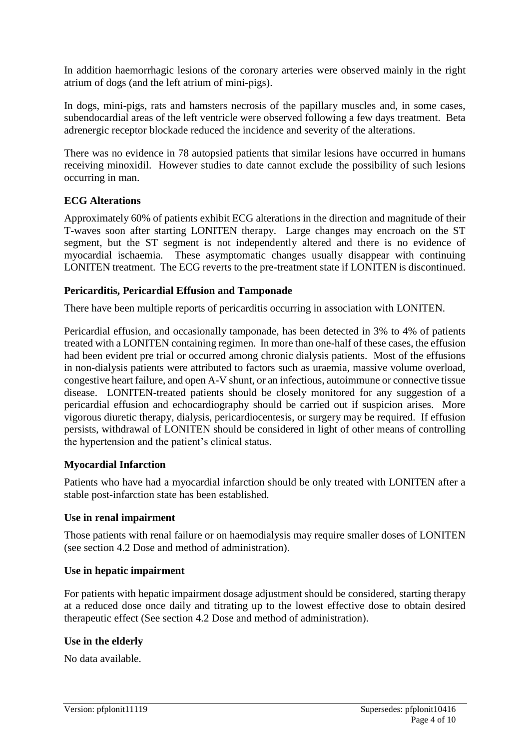In addition haemorrhagic lesions of the coronary arteries were observed mainly in the right atrium of dogs (and the left atrium of mini-pigs).

In dogs, mini-pigs, rats and hamsters necrosis of the papillary muscles and, in some cases, subendocardial areas of the left ventricle were observed following a few days treatment. Beta adrenergic receptor blockade reduced the incidence and severity of the alterations.

There was no evidence in 78 autopsied patients that similar lesions have occurred in humans receiving minoxidil. However studies to date cannot exclude the possibility of such lesions occurring in man.

### ECG Alterations

Approximately 60% of patients exhibit ECG alterations in the direction and magnitude of their T-waves soon after starting LONITEN therapy. Large changes may encroach on the ST segment, but the ST segment is not independently altered and there is no evidence of myocardial ischaemia. These asymptomatic changes usually disappear with continuing LONITEN treatment. The ECG reverts to the pre-treatment state if LONITEN is discontinued.

### Pericarditis, Pericardial Effusion and Tamponade

There have been multiple reports of pericarditis occurring in association with LONITEN.

Pericardial effusion, and occasionally tamponade, has been detected in 3% to 4% of patients treated with a LONITEN containing regimen. In more than one-half of these cases, the effusion had been evident pre trial or occurred among chronic dialysis patients. Most of the effusions in non-dialysis patients were attributed to factors such as uraemia, massive volume overload, congestive heart failure, and open A-V shunt, or an infectious, autoimmune or connective tissue disease. LONITEN-treated patients should be closely monitored for any suggestion of a pericardial effusion and echocardiography should be carried out if suspicion arises. More vigorous diuretic therapy, dialysis, pericardiocentesis, or surgery may be required. If effusion persists, withdrawal of LONITEN should be considered in light of other means of controlling the hypertension and the patient's clinical status.

### Myocardial Infarction

Patients who have had a myocardial infarction should be only treated with LONITEN after a stable post-infarction state has been established.

### Use in renal impairment

Those patients with renal failure or on haemodialysis may require smaller doses of LONITEN (see section 4.2 Dose and method of administration).

### Use in hepatic impairment

For patients with hepatic impairment dosage adjustment should be considered, starting therapy at a reduced dose once daily and titrating up to the lowest effective dose to obtain desired therapeutic effect (See section 4.2 Dose and method of administration).

### Use in the elderly

No data available.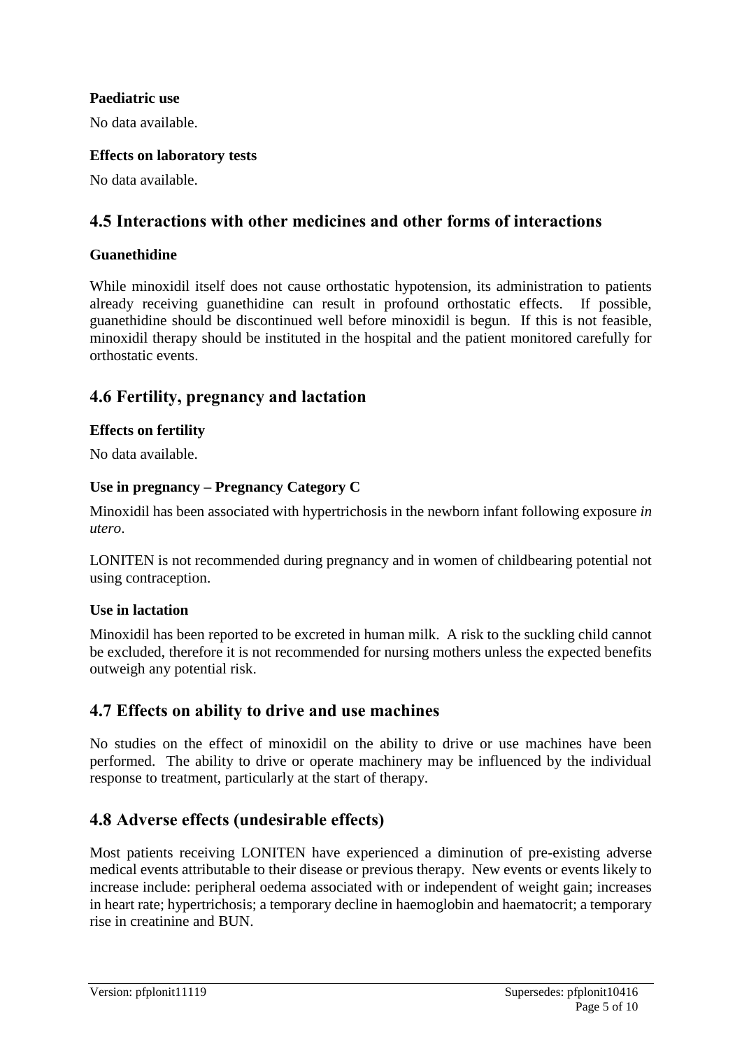**Paediatric use**

No data available.

**Effects on laboratory tests**

No data available.

## 4.5 Interactions with other medicines and other forms of interactions

**Guanethidine**

While minoxidil itself does not cause orthostatic hypotension, its administration to patients already receiving guanethidine can result in profound orthostatic effects. If possible, guanethidine should be discontinued well before minoxidil is begun. If this is not feasible, minoxidil therapy should be instituted in the hospital and the patient monitored carefully for orthostatic events.

## 4.6 Fertility, pregnancy and lactation

**Effects on fertility**

No data available.

**Use in pregnancy – Pregnancy Category C**

Minoxidil has been associated with hypertrichosis in the newborn infant following exposure *in utero*.

LONITEN is not recommended during pregnancy and in women of childbearing potential not using contraception.

**Use in lactation**

Minoxidil has been reported to be excreted in human milk. A risk to the suckling child cannot be excluded, therefore it is not recommended for nursing mothers unless the expected benefits outweigh any potential risk.

## 4.7 Effects on ability to drive and use machines

No studies on the effect of minoxidil on the ability to drive or use machines have been performed. The ability to drive or operate machinery may be influenced by the individual response to treatment, particularly at the start of therapy.

## 4.8 Adverse effects (undesirable effects)

Most patients receiving LONITEN have experienced a diminution of pre-existing adverse medical events attributable to their disease or previous therapy. New events or events likely to increase include: peripheral oedema associated with or independent of weight gain; increases in heart rate; hypertrichosis; a temporary decline in haemoglobin and haematocrit; a temporary rise in creatinine and BUN.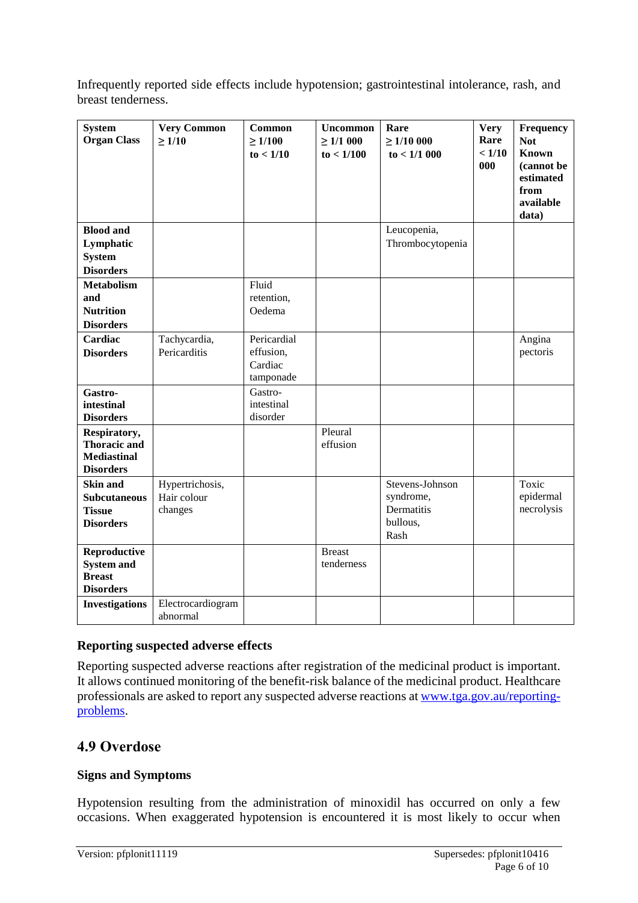Infrequently reported side effects include hypotension; gastrointestinal intolerance, rash, and breast tenderness.

| System Organ Class | Very Common ≥ 1/10 | Common ≥ 1/100 to < 1/10 | Uncommon ≥ 1/1 000 to < 1/100 | Rare ≥ 1/10 000 to < 1/1 000 | Very Rare < 1/10 000 | Frequency Not Known (cannot be estimated from available data) |
|---|---|---|---|---|---|---|
| **Blood and Lymphatic System Disorders** | | | | Leucopenia, Thrombocytopenia | | |
| **Metabolism and Nutrition Disorders** | | Fluid retention, Oedema | | | | |
| **Cardiac Disorders** | Tachycardia, Pericarditis | Pericardial effusion, Cardiac tamponade | | | | Angina pectoris |
| **Gastro-intestinal Disorders** | | Gastro-intestinal disorder | | | | |
| **Respiratory, Thoracic and Mediastinal Disorders** | | | Pleural effusion | | | |
| **Skin and Subcutaneous Tissue Disorders** | Hypertrichosis, Hair colour changes | | | Stevens-Johnson syndrome, Dermatitis bullous, Rash | | Toxic epidermal necrolysis |
| **Reproductive System and Breast Disorders** | | | Breast tenderness | | | |
| **Investigations** | Electrocardiogram abnormal | | | | | |

### Reporting suspected adverse effects

Reporting suspected adverse reactions after registration of the medicinal product is important. It allows continued monitoring of the benefit-risk balance of the medicinal product. Healthcare professionals are asked to report any suspected adverse reactions at www.tga.gov.au/reporting-problems.

## 4.9 Overdose

### Signs and Symptoms

Hypotension resulting from the administration of minoxidil has occurred on only a few occasions. When exaggerated hypotension is encountered it is most likely to occur when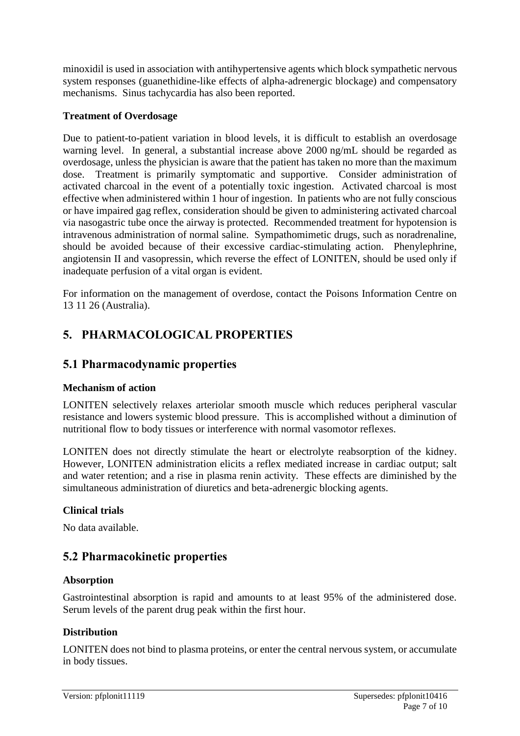minoxidil is used in association with antihypertensive agents which block sympathetic nervous system responses (guanethidine-like effects of alpha-adrenergic blockage) and compensatory mechanisms. Sinus tachycardia has also been reported.

**Treatment of Overdosage**

Due to patient-to-patient variation in blood levels, it is difficult to establish an overdosage warning level. In general, a substantial increase above 2000 ng/mL should be regarded as overdosage, unless the physician is aware that the patient has taken no more than the maximum dose. Treatment is primarily symptomatic and supportive. Consider administration of activated charcoal in the event of a potentially toxic ingestion. Activated charcoal is most effective when administered within 1 hour of ingestion. In patients who are not fully conscious or have impaired gag reflex, consideration should be given to administering activated charcoal via nasogastric tube once the airway is protected. Recommended treatment for hypotension is intravenous administration of normal saline. Sympathomimetic drugs, such as noradrenaline, should be avoided because of their excessive cardiac-stimulating action. Phenylephrine, angiotensin II and vasopressin, which reverse the effect of LONITEN, should be used only if inadequate perfusion of a vital organ is evident.

For information on the management of overdose, contact the Poisons Information Centre on 13 11 26 (Australia).

# 5. PHARMACOLOGICAL PROPERTIES

## 5.1 Pharmacodynamic properties

**Mechanism of action**

LONITEN selectively relaxes arteriolar smooth muscle which reduces peripheral vascular resistance and lowers systemic blood pressure. This is accomplished without a diminution of nutritional flow to body tissues or interference with normal vasomotor reflexes.

LONITEN does not directly stimulate the heart or electrolyte reabsorption of the kidney. However, LONITEN administration elicits a reflex mediated increase in cardiac output; salt and water retention; and a rise in plasma renin activity. These effects are diminished by the simultaneous administration of diuretics and beta-adrenergic blocking agents.

**Clinical trials**

No data available.

## 5.2 Pharmacokinetic properties

**Absorption**

Gastrointestinal absorption is rapid and amounts to at least 95% of the administered dose. Serum levels of the parent drug peak within the first hour.

**Distribution**

LONITEN does not bind to plasma proteins, or enter the central nervous system, or accumulate in body tissues.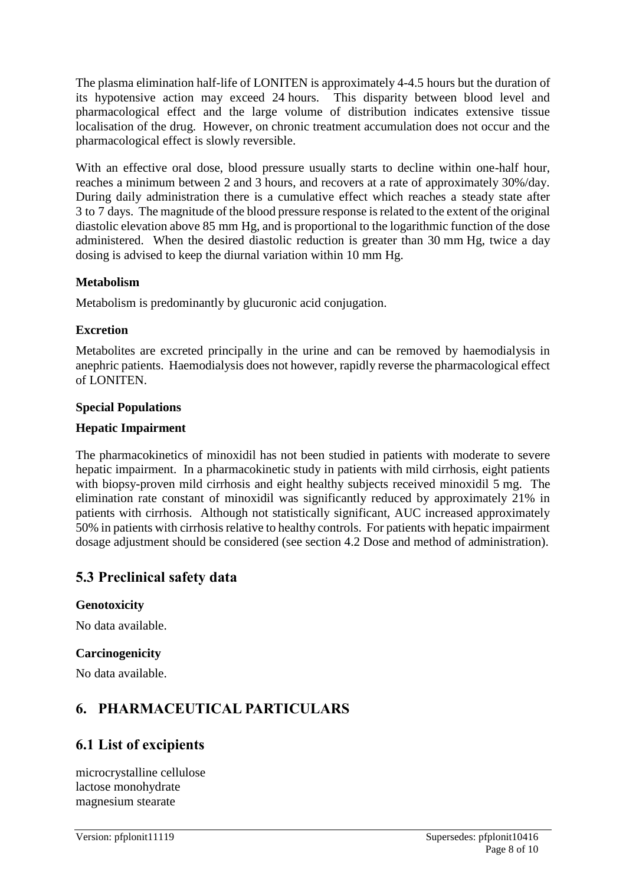The plasma elimination half-life of LONITEN is approximately 4-4.5 hours but the duration of its hypotensive action may exceed 24 hours. This disparity between blood level and pharmacological effect and the large volume of distribution indicates extensive tissue localisation of the drug. However, on chronic treatment accumulation does not occur and the pharmacological effect is slowly reversible.

With an effective oral dose, blood pressure usually starts to decline within one-half hour, reaches a minimum between 2 and 3 hours, and recovers at a rate of approximately 30%/day. During daily administration there is a cumulative effect which reaches a steady state after 3 to 7 days. The magnitude of the blood pressure response is related to the extent of the original diastolic elevation above 85 mm Hg, and is proportional to the logarithmic function of the dose administered. When the desired diastolic reduction is greater than 30 mm Hg, twice a day dosing is advised to keep the diurnal variation within 10 mm Hg.

**Metabolism**

Metabolism is predominantly by glucuronic acid conjugation.

**Excretion**

Metabolites are excreted principally in the urine and can be removed by haemodialysis in anephric patients. Haemodialysis does not however, rapidly reverse the pharmacological effect of LONITEN.

**Special Populations**

**Hepatic Impairment**

The pharmacokinetics of minoxidil has not been studied in patients with moderate to severe hepatic impairment. In a pharmacokinetic study in patients with mild cirrhosis, eight patients with biopsy-proven mild cirrhosis and eight healthy subjects received minoxidil 5 mg. The elimination rate constant of minoxidil was significantly reduced by approximately 21% in patients with cirrhosis. Although not statistically significant, AUC increased approximately 50% in patients with cirrhosis relative to healthy controls. For patients with hepatic impairment dosage adjustment should be considered (see section 4.2 Dose and method of administration).

## 5.3 Preclinical safety data

**Genotoxicity**

No data available.

**Carcinogenicity**

No data available.

# 6. PHARMACEUTICAL PARTICULARS

## 6.1 List of excipients

microcrystalline cellulose
lactose monohydrate
magnesium stearate

Version: pfplonit11119 Supersedes: pfplonit10416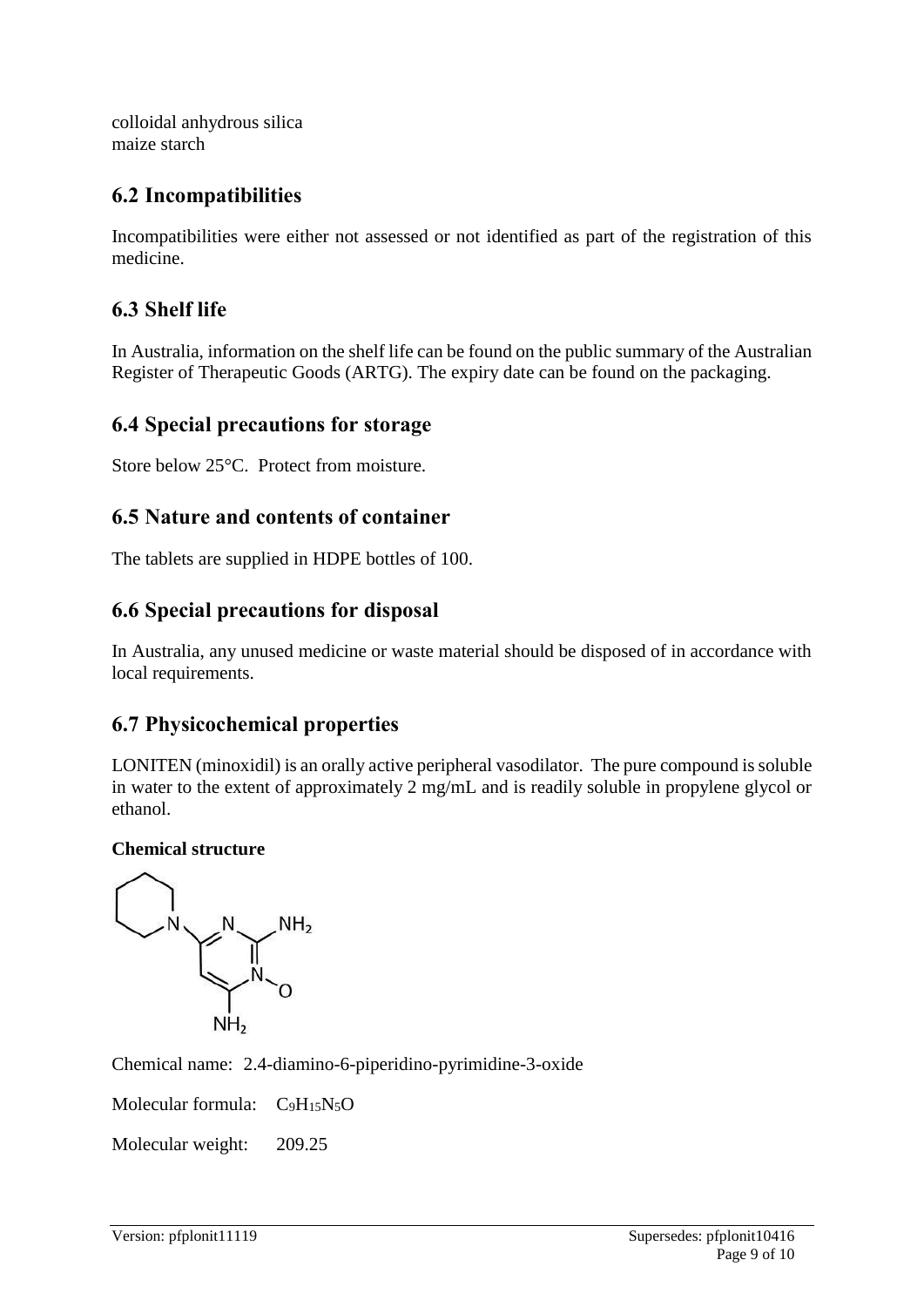colloidal anhydrous silica
maize starch

## 6.2 Incompatibilities

Incompatibilities were either not assessed or not identified as part of the registration of this medicine.

## 6.3 Shelf life

In Australia, information on the shelf life can be found on the public summary of the Australian Register of Therapeutic Goods (ARTG). The expiry date can be found on the packaging.

## 6.4 Special precautions for storage

Store below 25°C. Protect from moisture.

## 6.5 Nature and contents of container

The tablets are supplied in HDPE bottles of 100.

## 6.6 Special precautions for disposal

In Australia, any unused medicine or waste material should be disposed of in accordance with local requirements.

## 6.7 Physicochemical properties

LONITEN (minoxidil) is an orally active peripheral vasodilator. The pure compound is soluble in water to the extent of approximately 2 mg/mL and is readily soluble in propylene glycol or ethanol.

**Chemical structure**

Chemical name: 2.4-diamino-6-piperidino-pyrimidine-3-oxide

Molecular formula: $C_9H_{15}N_5O$

Molecular weight: 209.25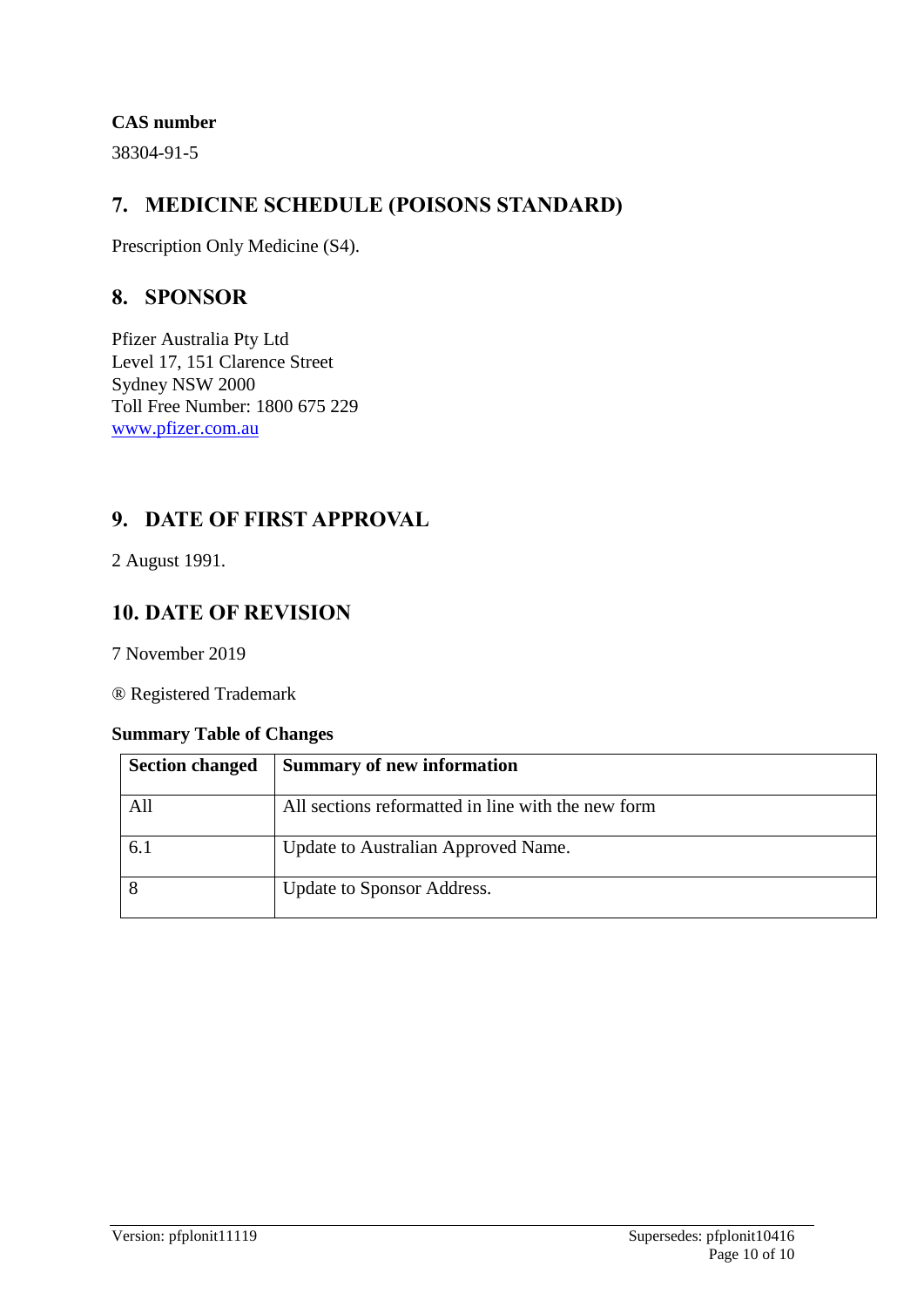**CAS number**

38304-91-5

## 7. MEDICINE SCHEDULE (POISONS STANDARD)

Prescription Only Medicine (S4).

## 8. SPONSOR

Pfizer Australia Pty Ltd
Level 17, 151 Clarence Street
Sydney NSW 2000
Toll Free Number: 1800 675 229
www.pfizer.com.au

## 9. DATE OF FIRST APPROVAL

2 August 1991.

## 10. DATE OF REVISION

7 November 2019

® Registered Trademark

**Summary Table of Changes**

| Section changed | Summary of new information |
|---|---|
| All | All sections reformatted in line with the new form |
| 6.1 | Update to Australian Approved Name. |
| 8 | Update to Sponsor Address. |

Version: pfplonit11119 Supersedes: pfplonit10416